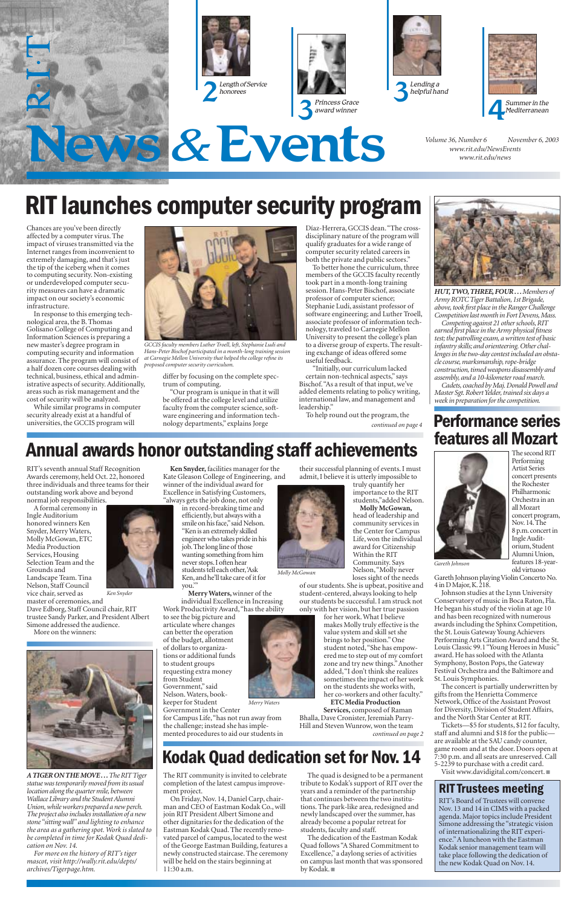# R·I·T News & Events

2 Length of Service honorees

3 Princess Grace award winner

3 Lending a helpful hand

4 Summer in the Mediterranean

Volume 36, Number 6 November 6, 2003
www.rit.edu/NewsEvents
www.rit.edu/news

## RIT launches computer security program

Chances are you've been directly affected by a computer virus. The impact of viruses transmitted via the Internet ranges from inconvenient to extremely damaging, and that's just the tip of the iceberg when it comes to computing security. Non-existing or underdeveloped computer security measures can have a dramatic impact on our society's economic infrastructure.

In response to this emerging technological area, the B. Thomas Golisano College of Computing and Information Sciences is preparing a new master's degree program in computing security and information assurance. The program will consist of a half dozen core courses dealing with technical, business, ethical and administrative aspects of security. Additionally, areas such as risk management and the cost of security will be analyzed.

While similar programs in computer security already exist at a handful of universities, the GCCIS program will differ by focusing on the complete spectrum of computing.

"Our program is unique in that it will be offered at the college level and utilize faculty from the computer science, software engineering and information technology departments," explains Jorge Díaz-Herrera, GCCIS dean. "The cross-disciplinary nature of the program will qualify graduates for a wide range of computer security related careers in both the private and public sectors."

To better hone the curriculum, three members of the GCCIS faculty recently took part in a month-long training session. Hans-Peter Bischof, associate professor of computer science; Stephanie Ludi, assistant professor of software engineering; and Luther Troell, associate professor of information technology, traveled to Carnegie Mellon University to present the college's plan to a diverse group of experts. The resulting exchange of ideas offered some useful feedback.

"Initially, our curriculum lacked certain non-technical aspects," says Bischof. "As a result of that input, we've added elements relating to policy writing, international law, and management and leadership."

To help round out the program, the

*continued on page 4*

*GCCIS faculty members Luther Troell, left, Stephanie Ludi and Hans-Peter Bischof participated in a month-long training session at Carnegie Mellon University that helped the college refine its proposed computer security curriculum.*

***HUT, TWO, THREE, FOUR . . .** Members of Army ROTC Tiger Battalion, 1st Brigade, above, took first place in the Ranger Challenge Competition last month in Fort Devens, Mass.*

*Competing against 21 other schools, RIT earned first place in the Army physical fitness test; the patrolling exam, a written test of basic infantry skills; and orienteering. Other challenges in the two-day contest included an obstacle course, marksmanship, rope-bridge construction, timed weapons disassembly and assembly, and a 10-kilometer road march.*

*Cadets, coached by Maj. Donald Powell and Master Sgt. Robert Yelder, trained six days a week in preparation for the competition.*

## Annual awards honor outstanding staff achievements

RIT's seventh annual Staff Recognition Awards ceremony, held Oct. 22, honored three individuals and three teams for their outstanding work above and beyond normal job responsibilities.

A formal ceremony in Ingle Auditorium honored winners Ken Snyder, Molly McGowan, ETC Media Production Services, Housing Selection Team and the Grounds and Landscape Team. Tina Nelson, Staff Council vice chair, served as master of ceremonies, and Dave Edborg, Staff Council chair, RIT trustee Sandy Parker, and President Albert Simone addressed the audience.

More on the winners:

*Ken Snyder*

**Ken Snyder,** facilities manager for the Kate Gleason College of Engineering, and winner of the individual award for Excellence in Satisfying Customers, "always gets the job done, not only in record-breaking time and efficiently, but always with a smile on his face," said Nelson. "Ken is an extremely skilled engineer who takes pride in his job. The long line of those wanting something from him never stops. I often hear students tell each other, 'Ask Ken, and he'll take care of it for you.'"

**Merry Waters,** winner of the individual Excellence in Increasing Work Productivity Award, "has the ability to see the big picture and articulate where changes can better the operation of the budget, allotment of dollars to organizations or additional funds to student groups requesting extra money from Student Government," said Nelson. Waters, bookkeeper for Student Government in the Center for Campus Life, "has not run away from the challenge; instead she has implemented procedures to aid our students in their successful planning of events. I must admit, I believe it is utterly impossible to truly quantify her importance to the RIT students," added Nelson.

*Merry Waters*

**Molly McGowan,** head of leadership and community services in the Center for Campus Life, won the individual award for Citizenship Within the RIT Community. Says Nelson, "Molly never loses sight of the needs of our students. She is upbeat, positive and student-centered, always looking to help our students be successful. I am struck not only with her vision, but her true passion for her work. What I believe makes Molly truly effective is the value system and skill set she brings to her position." One student noted, "She has empowered me to step out of my comfort zone and try new things." Another added, "I don't think she realizes sometimes the impact of her work on the students she works with, her co-workers and other faculty."

*Molly McGowan*

**ETC Media Production Services,** composed of Raman Bhalla, Dave Cronister, Jeremiah Parry-Hill and Steven Wunrow, won the team

*continued on page 2*

***A TIGER ON THE MOVE . . .** The RIT Tiger statue was temporarily moved from its usual location along the quarter mile, between Wallace Library and the Student Alumni Union, while workers prepared a new perch. The project also includes installation of a new stone "sitting wall" and lighting to enhance the area as a gathering spot. Work is slated to be completed in time for Kodak Quad dedication on Nov. 14.*

*For more on the history of RIT's tiger mascot, visit http://wally.rit.edu/depts/archives/Tigerpage.htm.*

## Kodak Quad dedication set for Nov. 14

The RIT community is invited to celebrate completion of the latest campus improvement project.

On Friday, Nov. 14, Daniel Carp, chairman and CEO of Eastman Kodak Co., will join RIT President Albert Simone and other dignitaries for the dedication of the Eastman Kodak Quad. The recently renovated parcel of campus, located to the west of the George Eastman Building, features a newly constructed staircase. The ceremony will be held on the stairs beginning at 11:30 a.m.

The quad is designed to be a permanent tribute to Kodak's support of RIT over the years and a reminder of the partnership that continues between the two institutions. The park-like area, redesigned and newly landscaped over the summer, has already become a popular retreat for students, faculty and staff.

The dedication of the Eastman Kodak Quad follows "A Shared Commitment to Excellence," a daylong series of activities on campus last month that was sponsored by Kodak. ■

## Performance series features all Mozart

The second RIT Performing Artist Series concert presents the Rochester Philharmonic Orchestra in an all Mozart concert program, Nov. 14. The 8 p.m. concert in Ingle Auditorium, Student Alumni Union, features 18-year-old virtuoso Gareth Johnson playing Violin Concerto No. 4 in D Major, K. 218.

*Gareth Johnson*

Johnson studies at the Lynn University Conservatory of music in Boca Raton, Fla. He began his study of the violin at age 10 and has been recognized with numerous awards including the Sphinx Competition, the St. Louis Gateway Young Achievers Performing Arts Citation Award and the St. Louis Classic 99.1 "Young Heroes in Music" award. He has soloed with the Atlanta Symphony, Boston Pops, the Gateway Festival Orchestra and the Baltimore and St. Louis Symphonies.

The concert is partially underwritten by gifts from the Henrietta Commerce Network, Office of the Assistant Provost for Diversity, Division of Student Affairs, and the North Star Center at RIT.

Tickets—$5 for students, $12 for faculty, staff and alumni and $18 for the public—are available at the SAU candy counter, game room and at the door. Doors open at 7:30 p.m. and all seats are unreserved. Call 5-2239 to purchase with a credit card. Visit www.davidigital.com/concert. ■

## RIT Trustees meeting

RIT's Board of Trustees will convene Nov. 13 and 14 in CIMS with a packed agenda. Major topics include President Simone addressing the "strategic vision of internationalizing the RIT experience." A luncheon with the Eastman Kodak senior management team will take place following the dedication of the new Kodak Quad on Nov. 14.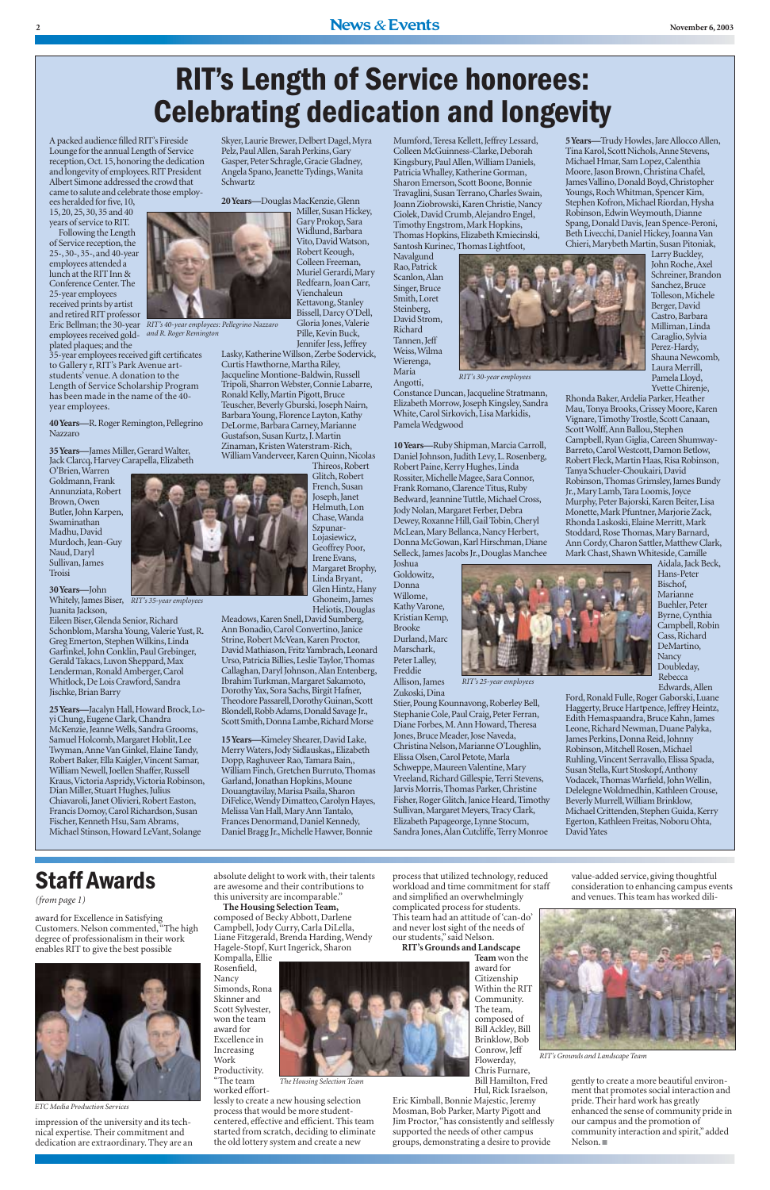# RIT's Length of Service honorees: Celebrating dedication and longevity

A packed audience filled RIT's Fireside Lounge for the annual Length of Service reception, Oct. 15, honoring the dedication and longevity of employees. RIT President Albert Simone addressed the crowd that came to salute and celebrate those employees heralded for five, 10, 15, 20, 25, 30, 35 and 40 years of service to RIT.

Following the Length of Service reception, the 25-, 30-, 35-, and 40-year employees attended a lunch at the RIT Inn & Conference Center. The 25-year employees received prints by artist and retired RIT professor Eric Bellman; the 30-year employees received gold-plated plaques; and the 35-year employees received gift certificates to Gallery r, RIT's Park Avenue art-students' venue. A donation to the Length of Service Scholarship Program has been made in the name of the 40-year employees.

*RIT's 40-year employees: Pellegrino Nazzaro and R. Roger Remington*

**40 Years**—R. Roger Remington, Pellegrino Nazzaro

**35 Years**—James Miller, Gerard Walter, Jack Clarcq, Harvey Carapella, Elizabeth O'Brien, Warren Goldmann, Frank Annunziata, Robert Brown, Owen Butler, John Karpen, Swaminathan Madhu, David Murdoch, Jean-Guy Naud, Daryl Sullivan, James Troisi

*RIT's 35-year employees*

**30 Years**—John Whitely, James Biser, Juanita Jackson, Eileen Biser, Glenda Senior, Richard Schonblom, Marsha Young, Valerie Yust, R. Greg Emerton, Stephen Wilkins, Linda Garfinkel, John Conklin, Paul Grebinger, Gerald Takacs, Luvon Sheppard, Max Lenderman, Ronald Amberger, Carol Whitlock, De Lois Crawford, Sandra Jischke, Brian Barry

**25 Years**—Jacalyn Hall, Howard Brock, Loyi Chung, Eugene Clark, Chandra McKenzie, Jeanne Wells, Sandra Grooms, Samuel Holcomb, Margaret Hoblit, Lee Twyman, Anne Van Ginkel, Elaine Tandy, Robert Baker, Ella Kaigler, Vincent Samar, William Newell, Joellen Shaffer, Russell Kraus, Victoria Aspridy, Victoria Robinson, Dian Miller, Stuart Hughes, Julius Chiavaroli, Janet Olivieri, Robert Easton, Francis Domoy, Carol Richardson, Susan Fischer, Kenneth Hsu, Sam Abrams, Michael Stinson, Howard LeVant, Solange Skyer, Laurie Brewer, Delbert Dagel, Myra Pelz, Paul Allen, Sarah Perkins, Gary Gasper, Peter Schragle, Gracie Gladney, Angela Spano, Jeanette Tydings, Wanita Schwartz

**20 Years**—Douglas MacKenzie, Glenn Miller, Susan Hickey, Gary Prokop, Sara Widlund, Barbara Vito, David Watson, Robert Keough, Colleen Freeman, Muriel Gerardi, Mary Redfearn, Joan Carr, Vienchaleun Kettavong, Stanley Bissell, Darcy O'Dell, Gloria Jones, Valerie Pille, Kevin Buck, Jennifer Jess, Jeffrey Lasky, Katherine Willson, Zerbe Sodervick, Curtis Hawthorne, Martha Riley, Jacqueline Montione-Baldwin, Russell Tripoli, Sharron Webster, Connie Labarre, Ronald Kelly, Martin Pigott, Bruce Teuscher, Beverly Gburski, Joseph Nairn, Barbara Young, Florence Layton, Kathy DeLorme, Barbara Carney, Marianne Gustafson, Susan Kurtz, J. Martin Zinaman, Kristen Waterstram-Rich, William Vanderveer, Karen Quinn, Nicolas Thireos, Robert Glitch, Robert French, Susan Joseph, Janet Helmuth, Lon Chase, Wanda Szpunar-Lojasiewicz, Geoffrey Poor, Irene Evans, Margaret Brophy, Linda Bryant, Glen Hintz, Hany Ghoneim, James Heliotis, Douglas Meadows, Karen Snell, David Sumberg, Ann Bonadio, Carol Convertino, Janice Strine, Robert McVean, Karen Proctor, David Mathiason, Fritz Yambrach, Leonard Urso, Patricia Billies, Leslie Taylor, Thomas Callaghan, Daryl Johnson, Alan Entenberg, Ibrahim Turkman, Margaret Sakamoto, Dorothy Yax, Sora Sachs, Birgit Hafner, Theodore Passarell, Dorothy Guinan, Scott Blondell, Robb Adams, Donald Savage Jr., Scott Smith, Donna Lambe, Richard Morse

**15 Years**—Kimeley Shearer, David Lake, Merry Waters, Jody Sidlauskas,, Elizabeth Dopp, Raghuveer Rao, Tamara Bain,, William Finch, Gretchen Burruto, Thomas Garland, Jonathan Hopkins, Moune Douangtavilay, Marisa Psaila, Sharon DiFelice, Wendy Dimatteo, Carolyn Hayes, Melissa Van Hall, Mary Ann Tantalo, Frances Denormand, Daniel Kennedy, Daniel Bragg Jr., Michelle Hawver, Bonnie Mumford, Teresa Kellett, Jeffrey Lessard, Colleen McGuinness-Clarke, Deborah Kingsbury, Paul Allen, William Daniels, Patricia Whalley, Katherine Gorman, Sharon Emerson, Scott Boone, Bonnie Travaglini, Susan Terrano, Charles Swain, Joann Ziobrowski, Karen Christie, Nancy Ciolek, David Crumb, Alejandro Engel, Timothy Engstrom, Mark Hopkins, Thomas Hopkins, Elizabeth Kmiecinski, Santosh Kurinec, Thomas Lightfoot, Navalgund Rao, Patrick Scanlon, Alan Singer, Bruce Smith, Loret Steinberg, David Strom, Richard Tannen, Jeff Weiss, Wilma Wierenga, Maria Angotti, Constance Duncan, Jacqueline Stratmann, Elizabeth Morrow, Joseph Kingsley, Sandra White, Carol Sirkovich, Lisa Markidis, Pamela Wedgwood

*RIT's 30-year employees*

**10 Years**—Ruby Shipman, Marcia Carroll, Daniel Johnson, Judith Levy, L. Rosenberg, Robert Paine, Kerry Hughes, Linda Rossiter, Michelle Magee, Sara Connor, Frank Romano, Clarence Titus, Ruby Bedward, Jeannine Tuttle, Michael Cross, Jody Nolan, Margaret Ferber, Debra Dewey, Roxanne Hill, Gail Tobin, Cheryl McLean, Mary Bellanca, Nancy Herbert, Donna McGowan, Karl Hirschman, Diane Selleck, James Jacobs Jr., Douglas Manchee Joshua Goldowitz, Donna Willome, Kathy Varone, Kristian Kemp, Brooke Durland, Marc Marschark, Peter Lalley, Freddie Allison, James Zukoski, Dina Stier, Poung Kounnavong, Roberley Bell, Stephanie Cole, Paul Craig, Peter Ferran, Diane Forbes, M. Ann Howard, Theresa Jones, Bruce Meader, Jose Naveda, Christina Nelson, Marianne O'Loughlin, Elissa Olsen, Carol Petote, Marla Schweppe, Maureen Valentine, Mary Vreeland, Richard Gillespie, Terri Stevens, Jarvis Morris, Thomas Parker, Christine Fisher, Roger Glitch, Janice Heard, Timothy Sullivan, Margaret Meyers, Tracy Clark, Elizabeth Papageorge, Lynne Stocum, Sandra Jones, Alan Cutcliffe, Terry Monroe

**5 Years**—Trudy Howles, Jare Allocco Allen, Tina Karol, Scott Nichols, Anne Stevens, Michael Hmar, Sam Lopez, Calenthia Moore, Jason Brown, Christina Chafel, James Vallino, Donald Boyd, Christopher Youngs, Roch Whitman, Spencer Kim, Stephen Kofron, Michael Riordan, Hysha Robinson, Edwin Weymouth, Dianne Spang, Donald Davis, Jean Spence-Peroni, Beth Livecchi, Daniel Hickey, Joanna Van Chieri, Marybeth Martin, Susan Pitoniak, Larry Buckley, John Roche, Axel Schreiner, Brandon Sanchez, Bruce Tolleson, Michele Berger, David Castro, Barbara Milliman, Linda Caraglio, Sylvia Perez-Hardy, Shauna Newcomb, Laura Merrill, Pamela Lloyd, Yvette Chirenje, Rhonda Baker, Ardelia Parker, Heather Mau, Tonya Brooks, Crissey Moore, Karen Vignare, Timothy Trostle, Scott Canaan, Scott Wolff, Ann Ballou, Stephen Campbell, Ryan Giglia, Careen Shumway-Barreto, Carol Westcott, Damon Betlow, Robert Fleck, Martin Haas, Risa Robinson, Tanya Schueler-Choukairi, David Robinson, Thomas Grimsley, James Bundy Jr., Mary Lamb, Tara Loomis, Joyce Murphy, Peter Bajorski, Karen Beiter, Lisa Monette, Mark Pfuntner, Marjorie Zack, Rhonda Laskoski, Elaine Merritt, Mark Stoddard, Rose Thomas, Mary Barnard, Ann Cordy, Charon Sattler, Matthew Clark, Mark Chast, Shawn Whiteside, Camille Aidala, Jack Beck, Hans-Peter Bischof, Marianne Buehler, Peter Byrne, Cynthia Campbell, Robin Cass, Richard DeMartino, Nancy Doubleday, Rebecca Edwards, Allen Ford, Ronald Fulle, Roger Gaborski, Luane Haggerty, Bruce Hartpence, Jeffrey Heintz, Edith Hemaspaandra, Bruce Kahn, James Leone, Richard Newman, Duane Palyka, James Perkins, Donna Reid, Johnny Robinson, Mitchell Rosen, Michael Ruhling, Vincent Serravallo, Elissa Spada, Susan Stella, Kurt Stoskopf, Anthony Vodacek, Thomas Warfield, John Wellin, Delelegne Woldmedhin, Kathleen Crouse, Beverly Murrell, William Brinklow, Michael Crittenden, Stephen Guida, Kerry Egerton, Kathleen Freitas, Noboru Ohta, David Yates

*RIT's 25-year employees*

# Staff Awards

*(from page 1)*

award for Excellence in Satisfying Customers. Nelson commented, "The high degree of professionalism in their work enables RIT to give the best possible impression of the university and its technical expertise. Their commitment and dedication are extraordinary. They are an absolute delight to work with, their talents are awesome and their contributions to this university are incomparable."

*ETC Media Production Services*

**The Housing Selection Team,** composed of Becky Abbott, Darlene Campbell, Jody Curry, Carla DiLella, Liane Fitzgerald, Brenda Harding, Wendy Hagele-Stopf, Kurt Ingerick, Sharon Kompalla, Ellie Rosenfield, Nancy Simonds, Rona Skinner and Scott Sylvester, won the team award for Excellence in Increasing Work Productivity. "The team worked effortlessly to create a new housing selection process that would be more student-centered, effective and efficient. This team started from scratch, deciding to eliminate the old lottery system and create a new process that utilized technology, reduced workload and time commitment for staff and simplified an overwhelmingly complicated process for students. This team had an attitude of 'can-do' and never lost sight of the needs of our students," said Nelson.

*The Housing Selection Team*

**RIT's Grounds and Landscape Team** won the award for Citizenship Within the RIT Community. The team, composed of Bill Ackley, Bill Brinklow, Bob Conrow, Jeff Flowerday, Chris Furnare, Bill Hamilton, Fred Hul, Rick Israelson, Eric Kimball, Bonnie Majestic, Jeremy Mosman, Bob Parker, Marty Pigott and Jim Proctor, "has consistently and selflessly supported the needs of other campus groups, demonstrating a desire to provide value-added service, giving thoughtful consideration to enhancing campus events and venues. This team has worked diligently to create a more beautiful environment that promotes social interaction and pride. Their hard work has greatly enhanced the sense of community pride in our campus and the promotion of community interaction and spirit," added Nelson. ■

*RIT's Grounds and Landscape Team*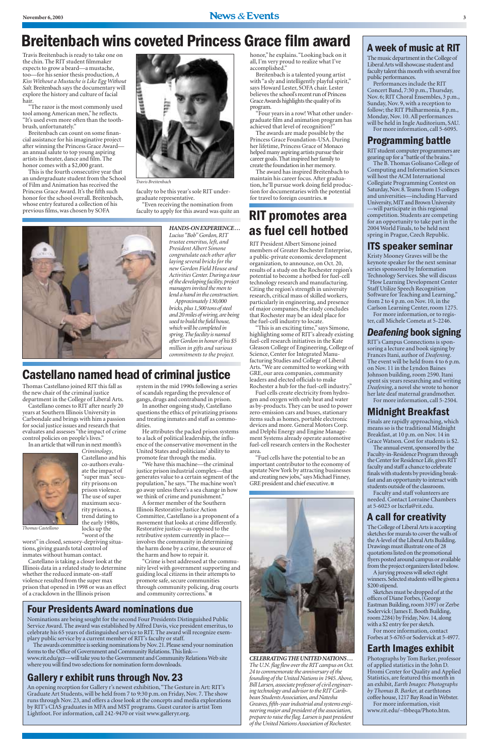# Breitenbach wins coveted Princess Grace film award

Travis Breitenbach is ready to take one on the chin. The RIT student filmmaker expects to grow a beard—a mustache, too—for his senior thesis production, *A Kiss Without a Mustache is Like Egg Without Salt*. Breitenbach says the documentary will explore the history and culture of facial hair.

"The razor is the most commonly used tool among American men," he reflects. "It's used even more often than the toothbrush, unfortunately."

Breitenbach can count on some financial assistance for his imaginative project after winning the Princess Grace Award—an annual salute to top young aspiring artists in theater, dance and film. The honor comes with a $2,000 grant.

This is the fourth consecutive year that an undergraduate student from the School of Film and Animation has received the Princess Grace Award. It's the fifth such honor for the school overall. Breitenbach, whose entry featured a collection of his previous films, was chosen by SOFA faculty to be this year's sole RIT undergraduate representative.

*Travis Breitenbach*

"Even receiving the nomination from faculty to apply for this award was quite an honor," he explains. "Looking back on it all, I'm very proud to realize what I've accomplished."

Breitenbach is a talented young artist with "a sly and intelligently playful spirit," says Howard Lester, SOFA chair. Lester believes the school's recent run of Princess Grace Awards highlights the quality of its program.

"Four years in a row! What other undergraduate film and animation program has achieved that level of recognition?"

The awards are made possible by the Princess Grace Foundation-USA. During her lifetime, Princess Grace of Monaco helped many aspiring artists pursue their career goals. That inspired her family to create the foundation in her memory.

The award has inspired Breitenbach to maintain his career focus. After graduation, he'll pursue work doing field production for documentaries with the potential for travel to foreign countries. ■

***HANDS-ON EXPERIENCE…*** *Lucius "Bob" Gordon, RIT trustee emeritus, left, and President Albert Simone congratulate each other after laying several bricks for the new Gordon Field House and Activities Center. During a tour of the developing facility, project managers invited the men to lend a hand in the construction. Approximately 130,000 bricks, plus 1,500 tons of steel and 20 miles of wiring, are being used to build the field house, which will be completed in spring. The facility is named after Gordon in honor of his $5 million in gifts and various commitments to the project.*

# RIT promotes area as fuel cell hotbed

RIT President Albert Simone joined members of Greater Rochester Enterprise, a public-private economic development organization, to announce, on Oct. 20, results of a study on the Rochester region's potential to become a hotbed for fuel-cell technology research and manufacturing. Citing the region's strength in university research, critical mass of skilled workers, particularly in engineering, and presence of major companies, the study concludes that Rochester may be an ideal place for the fuel-cell industry to locate.

"This is an exciting time," says Simone, highlighting some of RIT's already existing fuel-cell research initiatives in the Kate Gleason College of Engineering, College of Science, Center for Integrated Manufacturing Studies and College of Liberal Arts. "We are committed to working with GRE, our area companies, community leaders and elected officials to make Rochester a hub for the fuel-cell industry."

Fuel cells create electricity from hydrogen and oxygen with only heat and water as by-products. They can be used to power zero-emission cars and buses, stationary items such as homes, portable electronic devices and more. General Motors Corp. and Delphi Energy and Engine Management Systems already operate automotive fuel-cell research centers in the Rochester area.

"Fuel cells have the potential to be an important contributor to the economy of upstate New York by attracting businesses and creating new jobs," says Michael Finney, GRE president and chief executive. ■

# Castellano named head of criminal justice

Thomas Castellano joined RIT this fall as the new chair of the criminal justice department in the College of Liberal Arts.

Castellano comes to RIT after nearly 20 years at Southern Illinois University in Carbondale and brings with him a passion for social justice issues and research that evaluates and assesses "the impact of crime control policies on people's lives."

In an article that will run in next month's *Criminology*, Castellano and his co-authors evaluate the impact of "super max" security prisons on prison violence. The use of super maximum security prisons, a trend dating to the early 1980s, locks up the "worst of the worst" in closed, sensory-depriving situations, giving guards total control of inmates without human contact.

*Thomas Castellano*

Castellano is taking a closer look at the Illinois data in a related study to determine whether the reduced inmate-on-staff violence resulted from the super max prison that opened in 1998 or was an effect of a crackdown in the Illinois prison system in the mid 1990s following a series of scandals regarding the prevalence of gangs, drugs and contraband in prison.

In another ongoing study, Castellano questions the ethics of privatizing prisons and treating inmates and staff as commodities.

He attributes the packed prison systems to a lack of political leadership, the influence of the conservative movement in the United States and politicians' ability to promote fear through the media.

"We have this machine—the criminal justice prison industrial complex—that generates value to a certain segment of the population," he says. "The machine won't go away unless there's a sea change in how we think of crime and punishment."

A former member of the Southern Illinois Restorative Justice Action Committee, Castellano is a proponent of a movement that looks at crime differently. Restorative justice—as opposed to the retributive system currently in place—involves the community in determining the harm done by a crime, the source of the harm and how to repair it.

"Crime is best addressed at the community level with government supporting and guiding local citizens in their attempts to promote safe, secure communities through community policing, drug courts and community corrections." ■

***CELEBRATING THE UNITED NATIONS…*** *The U.N. flag flew over the RIT campus on Oct. 24 to commemorate the anniversary of the founding of the United Nations in 1945. Above, Bill Larsen, associate professor of civil engineering technology and advisor to the RIT Caribbean Students Association, and Natesha Greaves, fifth-year industrial and systems engineering major and president of the association, prepare to raise the flag. Larsen is past president of the United Nations Association of Rochester.*

## Four Presidents Award nominations due

Nominations are being sought for the second Four Presidents Distinguished Public Service Award. The award was established by Alfred Davis, vice president emeritus, to celebrate his 65 years of distinguished service to RIT. The award will recognize exemplary public service by a current member of RIT's faculty or staff.

The awards committee is seeking nominations by Nov. 21. Please send your nomination forms to the Office of Government and Community Relations. This link—www.rit.edu/gcr—will take you to the Government and Community Relations Web site where you will find two selections for nomination form downloads.

## Gallery r exhibit runs through Nov. 23

An opening reception for Gallery r's newest exhibition, "The Gesture in Art: RIT's Graduate Art Students, will be held from 7 to 9:30 p.m. on Friday, Nov. 7. The show runs through Nov. 23, and offers a close look at the concepts and media explorations by RIT's CIAS graduates in MFA and MST programs. Guest curator is artist Tom Lightfoot. For information, call 242-9470 or visit www.galleryr.org.

## A week of music at RIT

The music department in the College of Liberal Arts will showcase student and faculty talent this month with several free public performances.

Performances include the RIT Concert Band, 7:30 p.m., Thursday, Nov. 6; RIT Choral Ensembles, 3 p.m., Sunday, Nov. 9, with a reception to follow; the RIT Philharmonia, 8 p.m., Monday, Nov. 10. All performances will be held in Ingle Auditorium, SAU.

For more information, call 5-6095.

## Programming battle

RIT student computer programmers are gearing up for a "battle of the brains."

The B. Thomas Golisano College of Computing and Information Sciences will host the ACM International Collegiate Programming Contest on Saturday, Nov. 8. Teams from 15 colleges and universities—including Harvard University, MIT and Brown University—will participate in this regional competition. Students are competing for an opportunity to take part in the 2004 World Finals, to be held next spring in Prague, Czech Republic.

## ITS speaker seminar

Kristy Mooney Graves will be the keynote speaker for the next seminar series sponsored by Information Technology Services. She will discuss "How Learning Development Center Staff Utilize Speech Recognition Software for Teaching and Learning," from 2 to 4 p.m. on Nov. 10, in the Carlson Learning Center, room 1275.

For more information, or to register, call Michele Cometa at 5-2246.

## *Deafening* book signing

RIT's Campus Connections is sponsoring a lecture and book signing by Frances Itani, author of *Deafening*. The event will be held from 4 to 6 p.m. on Nov. 11 in the Lyndon Baines Johnson building, room 2590. Itani spent six years researching and writing *Deafening*, a novel she wrote to honor her late deaf maternal grandmother.

For more information, call 5-2504.

## Midnight Breakfast

Finals are rapidly approaching, which means so is the traditional Midnight Breakfast, at 10 p.m. on Nov. 14 in Grace Watson. Cost for students is $2.

The annual event, sponsored by the Faculty-in-Residence Program through the Center for Residence Life, gives RIT faculty and staff a chance to celebrate finals with students by providing breakfast and an opportunity to interact with students outside of the classroom.

Faculty and staff volunteers are needed. Contact Lorraine Chambers at 5-6023 or lxcrla@rit.edu.

## A call for creativity

The College of Liberal Arts is accepting sketches for murals to cover the walls of the A-level of the Liberal Arts Building. Drawings must illustrate one of 28 quotations listed on the promotional flyers posted around campus or available from the project organizers listed below.

A jurying process will select eight winners. Selected students will be given a $200 stipend.

Sketches must be dropped of at the offices of Diane Forbes, (George Eastman Building, room 3197) or Zerbe Sodervick (James E. Booth Building, room 2284) by Friday, Nov. 14, along with a $2 entry fee per sketch.

For more information, contact Forbes at 5-6765 or Sodervick at 5-4977.

## Earth Images exhibit

Photographs by Tom Barker, professor of applied statistics in the John D. Hromi Center for Quality and Applied Statistics, are featured this month in an exhibit, *Earth Images: Photographs by Thomas B. Barker,* at earthtones coffee house, 1217 Bay Road in Webster.

For more information, visit www.rit.edu/~tbbeqa/Photo.htm.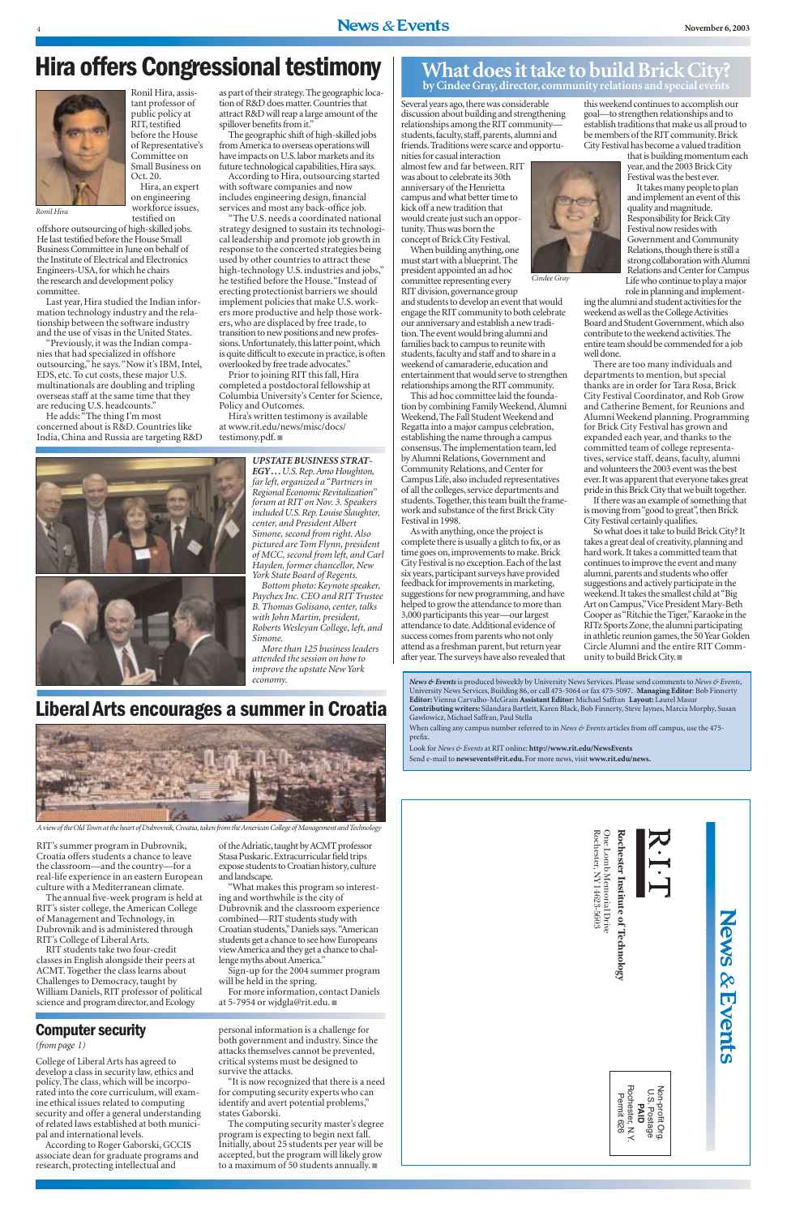# Hira offers Congressional testimony

*Ronil Hira*

Ronil Hira, assistant professor of public policy at RIT, testified before the House of Representative's Committee on Small Business on Oct. 20.

Hira, an expert on engineering workforce issues, testified on offshore outsourcing of high-skilled jobs. He last testified before the House Small Business Committee in June on behalf of the Institute of Electrical and Electronics Engineers-USA, for which he chairs the research and development policy committee.

Last year, Hira studied the Indian information technology industry and the relationship between the software industry and the use of visas in the United States.

"Previously, it was the Indian companies that had specialized in offshore outsourcing," he says. "Now it's IBM, Intel, EDS, etc. To cut costs, these major U.S. multinationals are doubling and tripling overseas staff at the same time that they are reducing U.S. headcounts."

He adds: "The thing I'm most concerned about is R&D. Countries like India, China and Russia are targeting R&D as part of their strategy. The geographic location of R&D does matter. Countries that attract R&D will reap a large amount of the spillover benefits from it."

The geographic shift of high-skilled jobs from America to overseas operations will have impacts on U.S. labor markets and its future technological capabilities, Hira says.

According to Hira, outsourcing started with software companies and now includes engineering design, financial services and most any back-office job.

"The U.S. needs a coordinated national strategy designed to sustain its technological leadership and promote job growth in response to the concerted strategies being used by other countries to attract these high-technology U.S. industries and jobs," he testified before the House. "Instead of erecting protectionist barriers we should implement policies that make U.S. workers more productive and help those workers, who are displaced by free trade, to transition to new positions and new professions. Unfortunately, this latter point, which is quite difficult to execute in practice, is often overlooked by free trade advocates."

Prior to joining RIT this fall, Hira completed a postdoctoral fellowship at Columbia University's Center for Science, Policy and Outcomes.

Hira's written testimony is available at www.rit.edu/news/misc/docs/testimony.pdf. ■

*UPSTATE BUSINESS STRATEGY . . . U.S. Rep. Arno Houghton, far left, organized a "Partners in Regional Economic Revitalization" forum at RIT on Nov. 3. Speakers included U.S. Rep. Louise Slaughter, center, and President Albert Simone, second from right. Also pictured are Tom Flynn, president of MCC, second from left, and Carl Hayden, former chancellor, New York State Board of Regents.*

*Bottom photo: Keynote speaker, Paychex Inc. CEO and RIT Trustee B. Thomas Golisano, center, talks with John Martin, president, Roberts Wesleyan College, left, and Simone.*

*More than 125 business leaders attended the session on how to improve the upstate New York economy.*

# What does it take to build Brick City?

**by Cindee Gray, director, community relations and special events**

Several years ago, there was considerable discussion about building and strengthening relationships among the RIT community—students, faculty, staff, parents, alumni and friends. Traditions were scarce and opportunities for casual interaction almost few and far between. RIT was about to celebrate its 30th anniversary of the Henrietta campus and what better time to kick off a new tradition that would create just such an opportunity. Thus was born the concept of Brick City Festival.

*Cindee Gray*

When building anything, one must start with a blueprint. The president appointed an ad hoc committee representing every RIT division, governance group and students to develop an event that would engage the RIT community to both celebrate our anniversary and establish a new tradition. The event would bring alumni and families back to campus to reunite with students, faculty and staff and to share in a weekend of camaraderie, education and entertainment that would serve to strengthen relationships among the RIT community.

This ad hoc committee laid the foundation by combining Family Weekend, Alumni Weekend, The Fall Student Weekend and Regatta into a major campus celebration, establishing the name through a campus consensus. The implementation team, led by Alumni Relations, Government and Community Relations, and Center for Campus Life, also included representatives of all the colleges, service departments and students. Together, this team built the framework and substance of the first Brick City Festival in 1998.

As with anything, once the project is complete there is usually a glitch to fix, or as time goes on, improvements to make. Brick City Festival is no exception. Each of the last six years, participant surveys have provided feedback for improvements in marketing, suggestions for new programming, and have helped to grow the attendance to more than 3,000 participants this year—our largest attendance to date. Additional evidence of success comes from parents who not only attend as a freshman parent, but return year after year. The surveys have also revealed that this weekend continues to accomplish our goal—to strengthen relationships and to establish traditions that make us all proud to be members of the RIT community. Brick City Festival has become a valued tradition that is building momentum each year, and the 2003 Brick City Festival was the best ever.

It takes many people to plan and implement an event of this quality and magnitude. Responsibility for Brick City Festival now resides with Government and Community Relations, though there is still a strong collaboration with Alumni Relations and Center for Campus Life who continue to play a major role in planning and implementing the alumni and student activities for the weekend as well as the College Activities Board and Student Government, which also contribute to the weekend activities. The entire team should be commended for a job well done.

There are too many individuals and departments to mention, but special thanks are in order for Tara Rosa, Brick City Festival Coordinator, and Rob Grow and Catherine Bement, for Reunions and Alumni Weekend planning. Programming for Brick City Festival has grown and expanded each year, and thanks to the committed team of college representatives, service staff, deans, faculty, alumni and volunteers the 2003 event was the best ever. It was apparent that everyone takes great pride in this Brick City that we built together.

If there was an example of something that is moving from "good to great", then Brick City Festival certainly qualifies.

So what does it take to build Brick City? It takes a great deal of creativity, planning and hard work. It takes a committed team that continues to improve the event and many alumni, parents and students who offer suggestions and actively participate in the weekend. It takes the smallest child at "Big Art on Campus," Vice President Mary-Beth Cooper as "Ritchie the Tiger," Karaoke in the RITz Sports Zone, the alumni participating in athletic reunion games, the 50 Year Golden Circle Alumni and the entire RIT Community to build Brick City. ■

*News & Events* is produced biweekly by University News Services. Please send comments to *News & Events*, University News Services, Building 86, or call 475-5064 or fax 475-5097. **Managing Editor:** Bob Finnerty **Editor:** Vienna Carvalho-McGrain **Assistant Editor:** Michael Saffran **Layout:** Laurel Masur **Contributing writers:** Silandara Bartlett, Karen Black, Bob Finnerty, Steve Jaynes, Marcia Morphy, Susan Gawlowicz, Michael Saffran, Paul Stella

When calling any campus number referred to in *News & Events* articles from off campus, use the 475- prefix.

Look for *News & Events* at RIT online: **http://www.rit.edu/NewsEvents**

Send e-mail to **newsevents@rit.edu.** For more news, visit **www.rit.edu/news.**

# Liberal Arts encourages a summer in Croatia

*A view of the Old Town at the heart of Dubrovnik, Croatia, taken from the American College of Management and Technology*

RIT's summer program in Dubrovnik, Croatia offers students a chance to leave the classroom—and the country—for a real-life experience in an eastern European culture with a Mediterranean climate.

The annual five-week program is held at RIT's sister college, the American College of Management and Technology, in Dubrovnik and is administered through RIT's College of Liberal Arts.

RIT students take two four-credit classes in English alongside their peers at ACMT. Together the class learns about Challenges to Democracy, taught by William Daniels, RIT professor of political science and program director, and Ecology of the Adriatic, taught by ACMT professor Stasa Puskaric. Extracurricular field trips expose students to Croatian history, culture and landscape.

"What makes this program so interesting and worthwhile is the city of Dubrovnik and the classroom experience combined—RIT students study with Croatian students," Daniels says. "American students get a chance to see how Europeans view America and they get a chance to challenge myths about America."

Sign-up for the 2004 summer program will be held in the spring.

For more information, contact Daniels at 5-7931 or wjdgla@rit.edu. ■

## Computer security

*(from page 1)*

College of Liberal Arts has agreed to develop a class in security law, ethics and policy. The class, which will be incorporated into the core curriculum, will examine ethical issues related to computing security and offer a general understanding of related laws established at both municipal and international levels.

According to Roger Gaborski, GCCIS associate dean for graduate programs and research, protecting intellectual and personal information is a challenge for both government and industry. Since the attacks themselves cannot be prevented, critical systems must be designed to survive the attacks.

"It is now recognized that there is a need for computing security experts who can identify and avert potential problems," states Gaborski.

The computing security master's degree program is expecting to begin next fall. Initially, about 25 students per year will be accepted, but the program will likely grow to a maximum of 50 students annually. ■

**News & Events**

R·I·T

**Rochester Institute of Technology**
One Lomb Memorial Drive
Rochester, NY 14623-5603

Non-profit Org.
U.S. Postage
**PAID**
Rochester, N.Y.
Permit 626